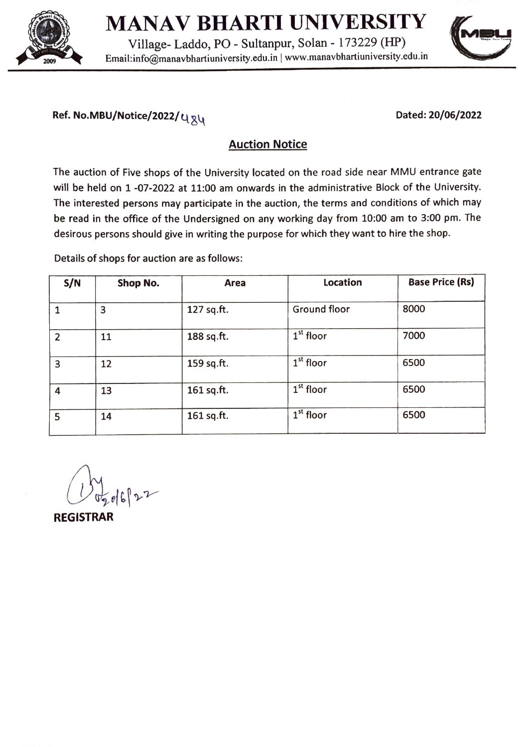# MANAV BHARTI UNIVERSITY

Village- Laddo, PO - Sultanpur, Solan - 173229 (HP)
Email:info@manavbhartiuniversity.edu.in | www.manavbhartiuniversity.edu.in

**Ref. No.MBU/Notice/2022/484** **Dated: 20/06/2022**

## Auction Notice

The auction of Five shops of the University located on the road side near MMU entrance gate will be held on 1 -07-2022 at 11:00 am onwards in the administrative Block of the University. The interested persons may participate in the auction, the terms and conditions of which may be read in the office of the Undersigned on any working day from 10:00 am to 3:00 pm. The desirous persons should give in writing the purpose for which they want to hire the shop.

Details of shops for auction are as follows:

| S/N | Shop No. | Area | Location | Base Price (Rs) |
|---|---|---|---|---|
| 1 | 3 | 127 sq.ft. | Ground floor | 8000 |
| 2 | 11 | 188 sq.ft. | 1st floor | 7000 |
| 3 | 12 | 159 sq.ft. | 1st floor | 6500 |
| 4 | 13 | 161 sq.ft. | 1st floor | 6500 |
| 5 | 14 | 161 sq.ft. | 1st floor | 6500 |

20/6/22

**REGISTRAR**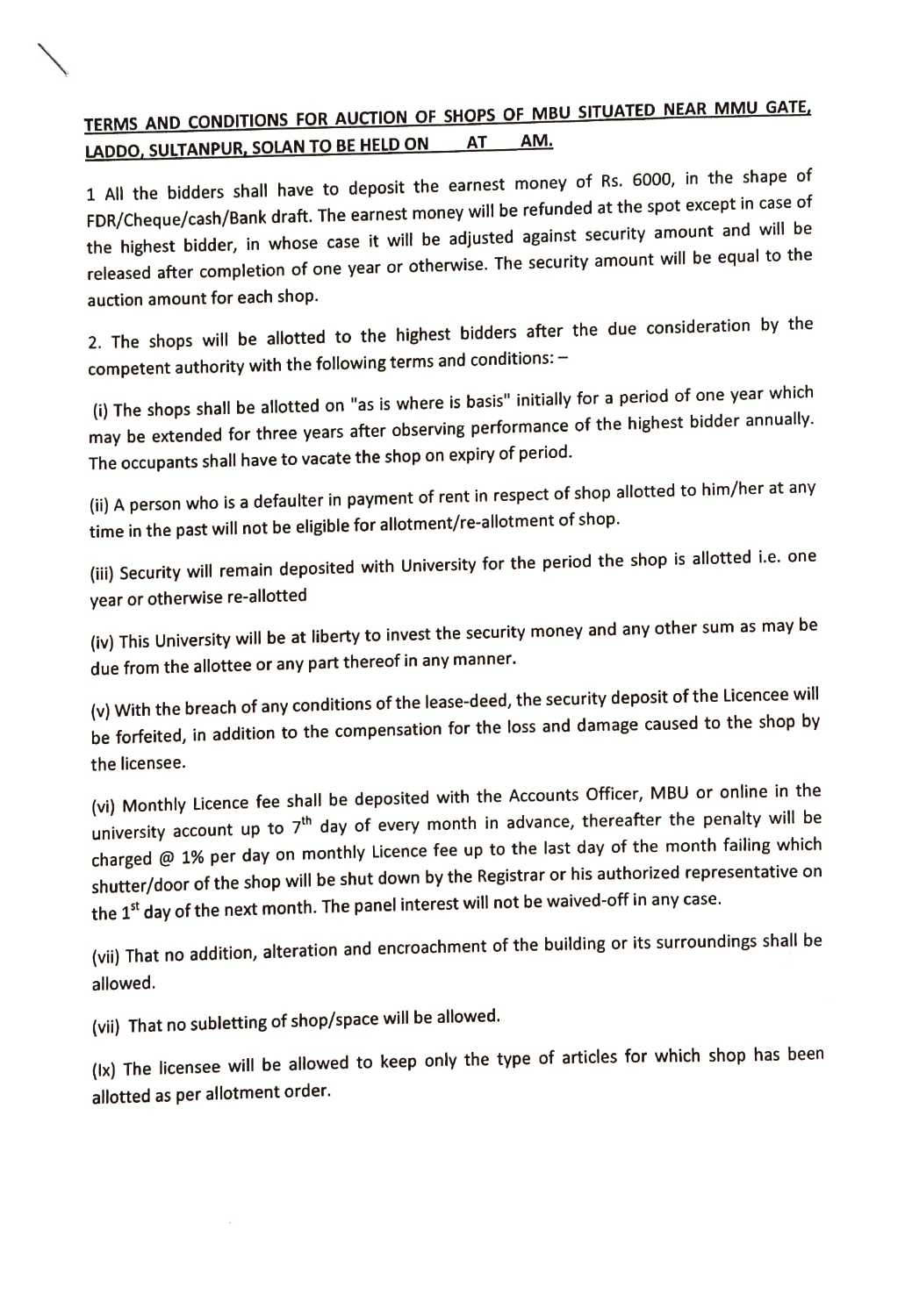**TERMS AND CONDITIONS FOR AUCTION OF SHOPS OF MBU SITUATED NEAR MMU GATE, LADDO, SULTANPUR, SOLAN TO BE HELD ON \_\_\_\_ AT \_\_\_\_ AM.**

1 All the bidders shall have to deposit the earnest money of Rs. 6000, in the shape of FDR/Cheque/cash/Bank draft. The earnest money will be refunded at the spot except in case of the highest bidder, in whose case it will be adjusted against security amount and will be released after completion of one year or otherwise. The security amount will be equal to the auction amount for each shop.

2. The shops will be allotted to the highest bidders after the due consideration by the competent authority with the following terms and conditions: –

(i) The shops shall be allotted on "as is where is basis" initially for a period of one year which may be extended for three years after observing performance of the highest bidder annually. The occupants shall have to vacate the shop on expiry of period.

(ii) A person who is a defaulter in payment of rent in respect of shop allotted to him/her at any time in the past will not be eligible for allotment/re-allotment of shop.

(iii) Security will remain deposited with University for the period the shop is allotted i.e. one year or otherwise re-allotted

(iv) This University will be at liberty to invest the security money and any other sum as may be due from the allottee or any part thereof in any manner.

(v) With the breach of any conditions of the lease-deed, the security deposit of the Licencee will be forfeited, in addition to the compensation for the loss and damage caused to the shop by the licensee.

(vi) Monthly Licence fee shall be deposited with the Accounts Officer, MBU or online in the university account up to 7th day of every month in advance, thereafter the penalty will be charged @ 1% per day on monthly Licence fee up to the last day of the month failing which shutter/door of the shop will be shut down by the Registrar or his authorized representative on the 1st day of the next month. The panel interest will not be waived-off in any case.

(vii) That no addition, alteration and encroachment of the building or its surroundings shall be allowed.

(vii) That no subletting of shop/space will be allowed.

(Ix) The licensee will be allowed to keep only the type of articles for which shop has been allotted as per allotment order.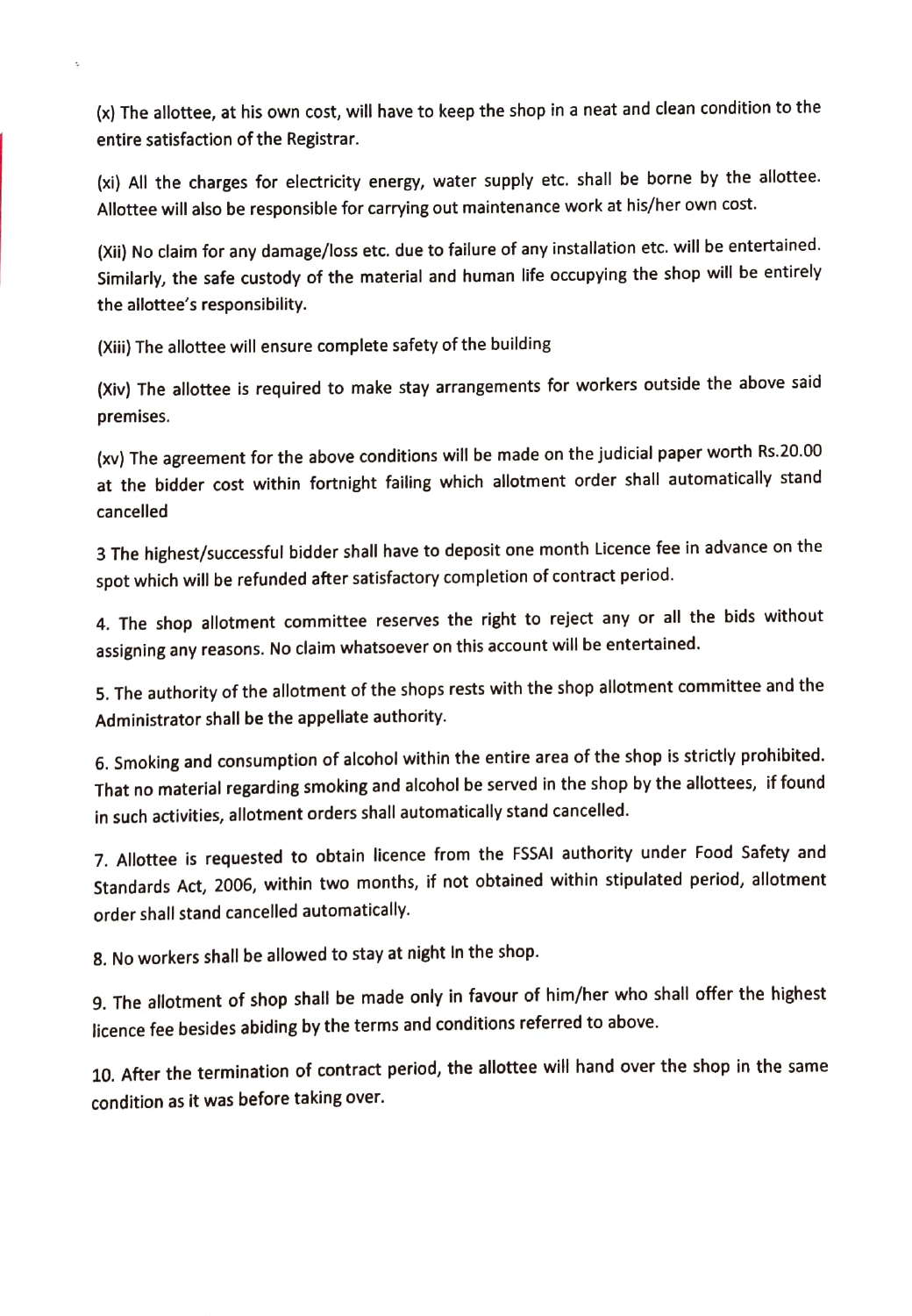(x) The allottee, at his own cost, will have to keep the shop in a neat and clean condition to the entire satisfaction of the Registrar.

(xi) All the charges for electricity energy, water supply etc. shall be borne by the allottee. Allottee will also be responsible for carrying out maintenance work at his/her own cost.

(Xii) No claim for any damage/loss etc. due to failure of any installation etc. will be entertained. Similarly, the safe custody of the material and human life occupying the shop will be entirely the allottee's responsibility.

(Xiii) The allottee will ensure complete safety of the building

(Xiv) The allottee is required to make stay arrangements for workers outside the above said premises.

(xv) The agreement for the above conditions will be made on the judicial paper worth Rs.20.00 at the bidder cost within fortnight failing which allotment order shall automatically stand cancelled

3 The highest/successful bidder shall have to deposit one month Licence fee in advance on the spot which will be refunded after satisfactory completion of contract period.

4. The shop allotment committee reserves the right to reject any or all the bids without assigning any reasons. No claim whatsoever on this account will be entertained.

5. The authority of the allotment of the shops rests with the shop allotment committee and the Administrator shall be the appellate authority.

6. Smoking and consumption of alcohol within the entire area of the shop is strictly prohibited. That no material regarding smoking and alcohol be served in the shop by the allottees, if found in such activities, allotment orders shall automatically stand cancelled.

7. Allottee is requested to obtain licence from the FSSAI authority under Food Safety and Standards Act, 2006, within two months, if not obtained within stipulated period, allotment order shall stand cancelled automatically.

8. No workers shall be allowed to stay at night In the shop.

9. The allotment of shop shall be made only in favour of him/her who shall offer the highest licence fee besides abiding by the terms and conditions referred to above.

10. After the termination of contract period, the allottee will hand over the shop in the same condition as it was before taking over.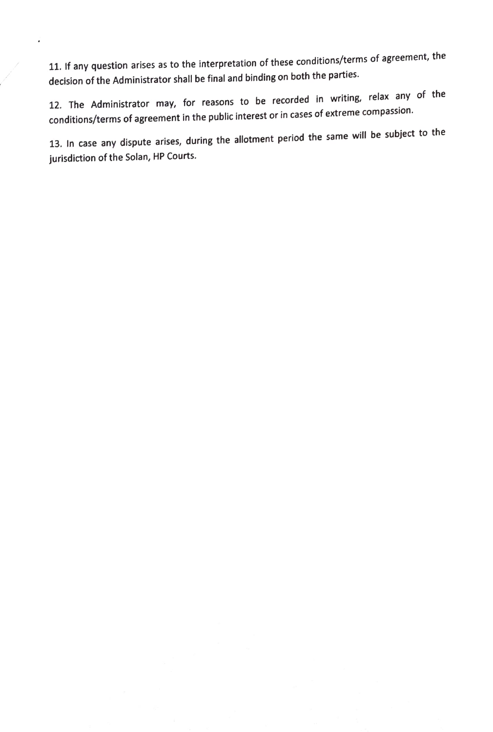11. If any question arises as to the interpretation of these conditions/terms of agreement, the decision of the Administrator shall be final and binding on both the parties.

12. The Administrator may, for reasons to be recorded in writing, relax any of the conditions/terms of agreement in the public interest or in cases of extreme compassion.

13. In case any dispute arises, during the allotment period the same will be subject to the jurisdiction of the Solan, HP Courts.